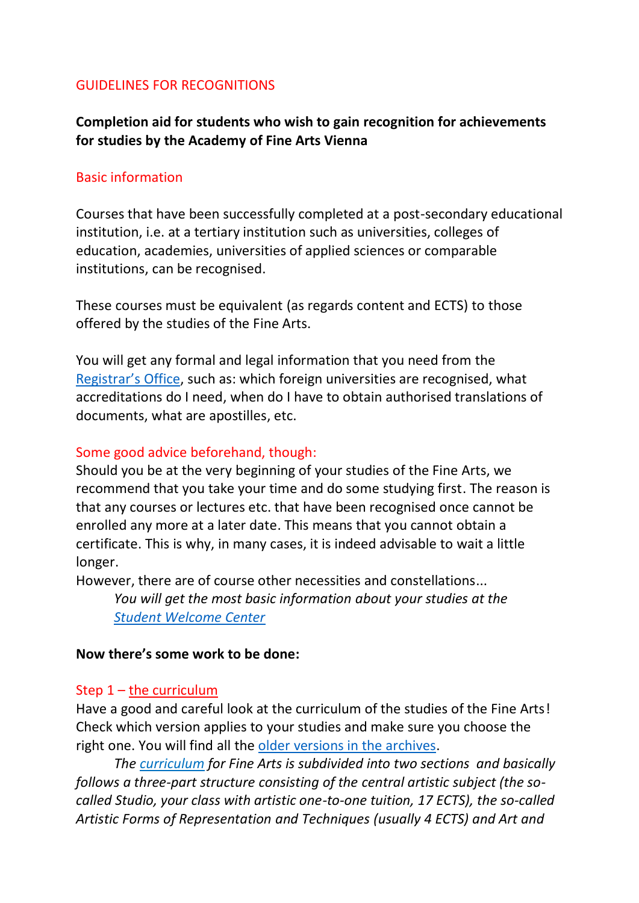# GUIDELINES FOR RECOGNITIONS

**Completion aid for students who wish to gain recognition for achievements for studies by the Academy of Fine Arts Vienna**

## Basic information

Courses that have been successfully completed at a post-secondary educational institution, i.e. at a tertiary institution such as universities, colleges of education, academies, universities of applied sciences or comparable institutions, can be recognised.

These courses must be equivalent (as regards content and ECTS) to those offered by the studies of the Fine Arts.

You will get any formal and legal information that you need from the Registrar's Office, such as: which foreign universities are recognised, what accreditations do I need, when do I have to obtain authorised translations of documents, what are apostilles, etc.

## Some good advice beforehand, though:

Should you be at the very beginning of your studies of the Fine Arts, we recommend that you take your time and do some studying first. The reason is that any courses or lectures etc. that have been recognised once cannot be enrolled any more at a later date. This means that you cannot obtain a certificate. This is why, in many cases, it is indeed advisable to wait a little longer.

However, there are of course other necessities and constellations...

*You will get the most basic information about your studies at the Student Welcome Center*

**Now there's some work to be done:**

## Step 1 – the curriculum

Have a good and careful look at the curriculum of the studies of the Fine Arts! Check which version applies to your studies and make sure you choose the right one. You will find all the older versions in the archives.

*The curriculum for Fine Arts is subdivided into two sections and basically follows a three-part structure consisting of the central artistic subject (the so-called Studio, your class with artistic one-to-one tuition, 17 ECTS), the so-called Artistic Forms of Representation and Techniques (usually 4 ECTS) and Art and*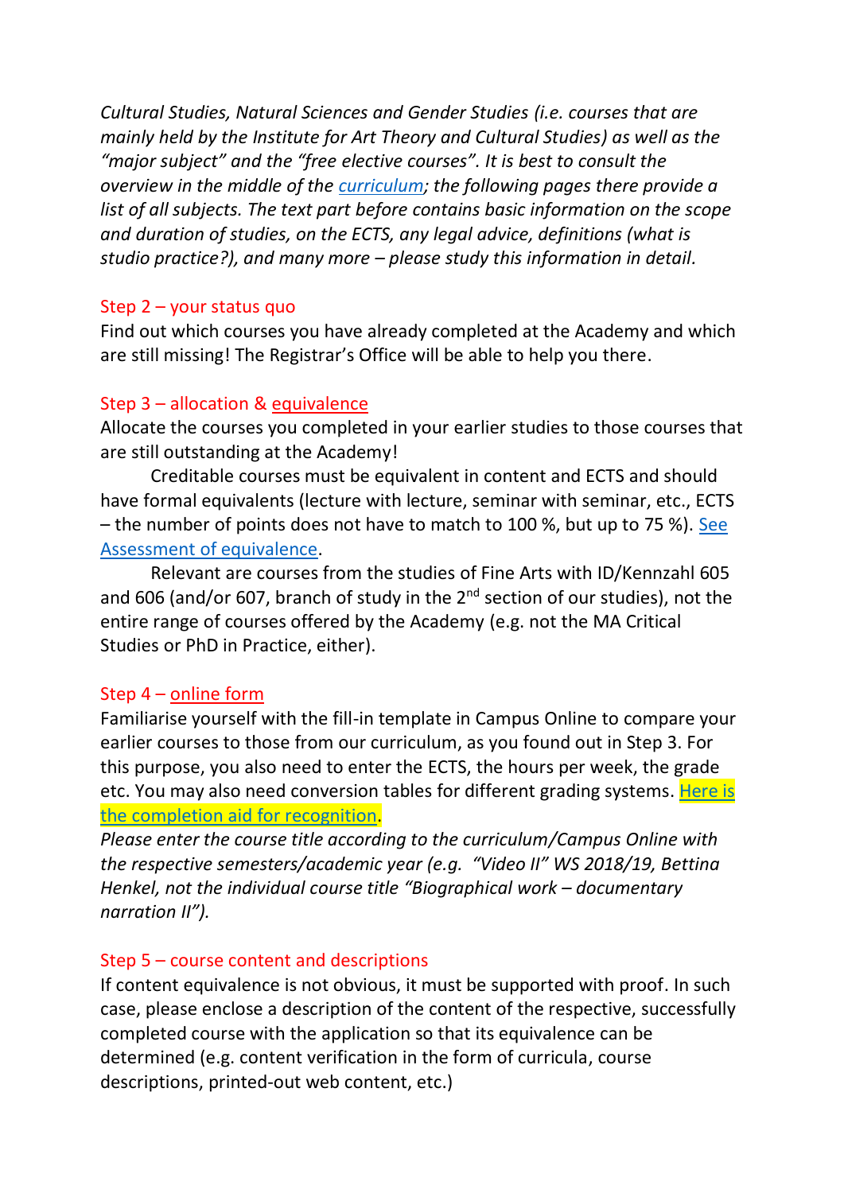*Cultural Studies, Natural Sciences and Gender Studies (i.e. courses that are mainly held by the Institute for Art Theory and Cultural Studies) as well as the "major subject" and the "free elective courses". It is best to consult the overview in the middle of the curriculum; the following pages there provide a list of all subjects. The text part before contains basic information on the scope and duration of studies, on the ECTS, any legal advice, definitions (what is studio practice?), and many more – please study this information in detail.*

### Step 2 – your status quo

Find out which courses you have already completed at the Academy and which are still missing! The Registrar's Office will be able to help you there.

### Step 3 – allocation & equivalence

Allocate the courses you completed in your earlier studies to those courses that are still outstanding at the Academy!

Creditable courses must be equivalent in content and ECTS and should have formal equivalents (lecture with lecture, seminar with seminar, etc., ECTS – the number of points does not have to match to 100 %, but up to 75 %). See Assessment of equivalence.

Relevant are courses from the studies of Fine Arts with ID/Kennzahl 605 and 606 (and/or 607, branch of study in the 2nd section of our studies), not the entire range of courses offered by the Academy (e.g. not the MA Critical Studies or PhD in Practice, either).

### Step 4 – online form

Familiarise yourself with the fill-in template in Campus Online to compare your earlier courses to those from our curriculum, as you found out in Step 3. For this purpose, you also need to enter the ECTS, the hours per week, the grade etc. You may also need conversion tables for different grading systems. Here is the completion aid for recognition.

*Please enter the course title according to the curriculum/Campus Online with the respective semesters/academic year (e.g. "Video II" WS 2018/19, Bettina Henkel, not the individual course title "Biographical work – documentary narration II").*

### Step 5 – course content and descriptions

If content equivalence is not obvious, it must be supported with proof. In such case, please enclose a description of the content of the respective, successfully completed course with the application so that its equivalence can be determined (e.g. content verification in the form of curricula, course descriptions, printed-out web content, etc.)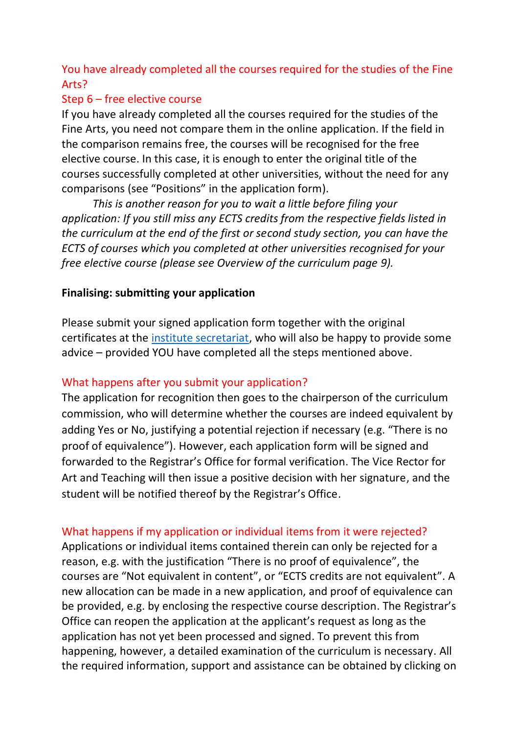## You have already completed all the courses required for the studies of the Fine Arts?

### Step 6 – free elective course

If you have already completed all the courses required for the studies of the Fine Arts, you need not compare them in the online application. If the field in the comparison remains free, the courses will be recognised for the free elective course. In this case, it is enough to enter the original title of the courses successfully completed at other universities, without the need for any comparisons (see "Positions" in the application form).

*This is another reason for you to wait a little before filing your application: If you still miss any ECTS credits from the respective fields listed in the curriculum at the end of the first or second study section, you can have the ECTS of courses which you completed at other universities recognised for your free elective course (please see Overview of the curriculum page 9).*

**Finalising: submitting your application**

Please submit your signed application form together with the original certificates at the [institute secretariat](), who will also be happy to provide some advice – provided YOU have completed all the steps mentioned above.

## What happens after you submit your application?

The application for recognition then goes to the chairperson of the curriculum commission, who will determine whether the courses are indeed equivalent by adding Yes or No, justifying a potential rejection if necessary (e.g. "There is no proof of equivalence"). However, each application form will be signed and forwarded to the Registrar's Office for formal verification. The Vice Rector for Art and Teaching will then issue a positive decision with her signature, and the student will be notified thereof by the Registrar's Office.

## What happens if my application or individual items from it were rejected?

Applications or individual items contained therein can only be rejected for a reason, e.g. with the justification "There is no proof of equivalence", the courses are "Not equivalent in content", or "ECTS credits are not equivalent". A new allocation can be made in a new application, and proof of equivalence can be provided, e.g. by enclosing the respective course description. The Registrar's Office can reopen the application at the applicant's request as long as the application has not yet been processed and signed. To prevent this from happening, however, a detailed examination of the curriculum is necessary. All the required information, support and assistance can be obtained by clicking on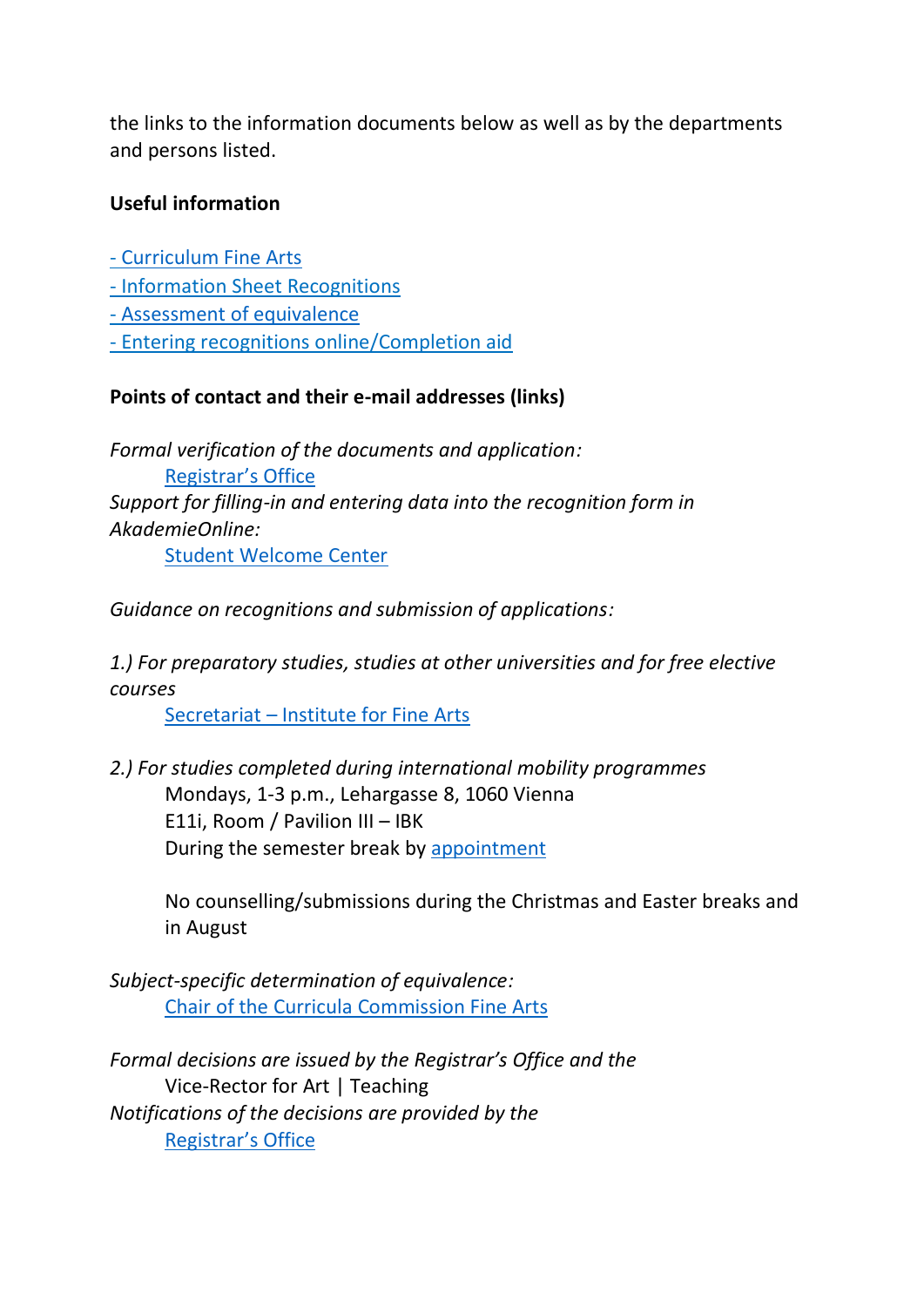the links to the information documents below as well as by the departments and persons listed.

**Useful information**

- Curriculum Fine Arts
- Information Sheet Recognitions
- Assessment of equivalence
- Entering recognitions online/Completion aid

**Points of contact and their e-mail addresses (links)**

*Formal verification of the documents and application:*
Registrar's Office
*Support for filling-in and entering data into the recognition form in AkademieOnline:*
Student Welcome Center

*Guidance on recognitions and submission of applications:*

*1.) For preparatory studies, studies at other universities and for free elective courses*
Secretariat – Institute for Fine Arts

*2.) For studies completed during international mobility programmes*
Mondays, 1-3 p.m., Lehargasse 8, 1060 Vienna
E11i, Room / Pavilion III – IBK
During the semester break by appointment

No counselling/submissions during the Christmas and Easter breaks and in August

*Subject-specific determination of equivalence:*
Chair of the Curricula Commission Fine Arts

*Formal decisions are issued by the Registrar's Office and the*
Vice-Rector for Art | Teaching
*Notifications of the decisions are provided by the*
Registrar's Office